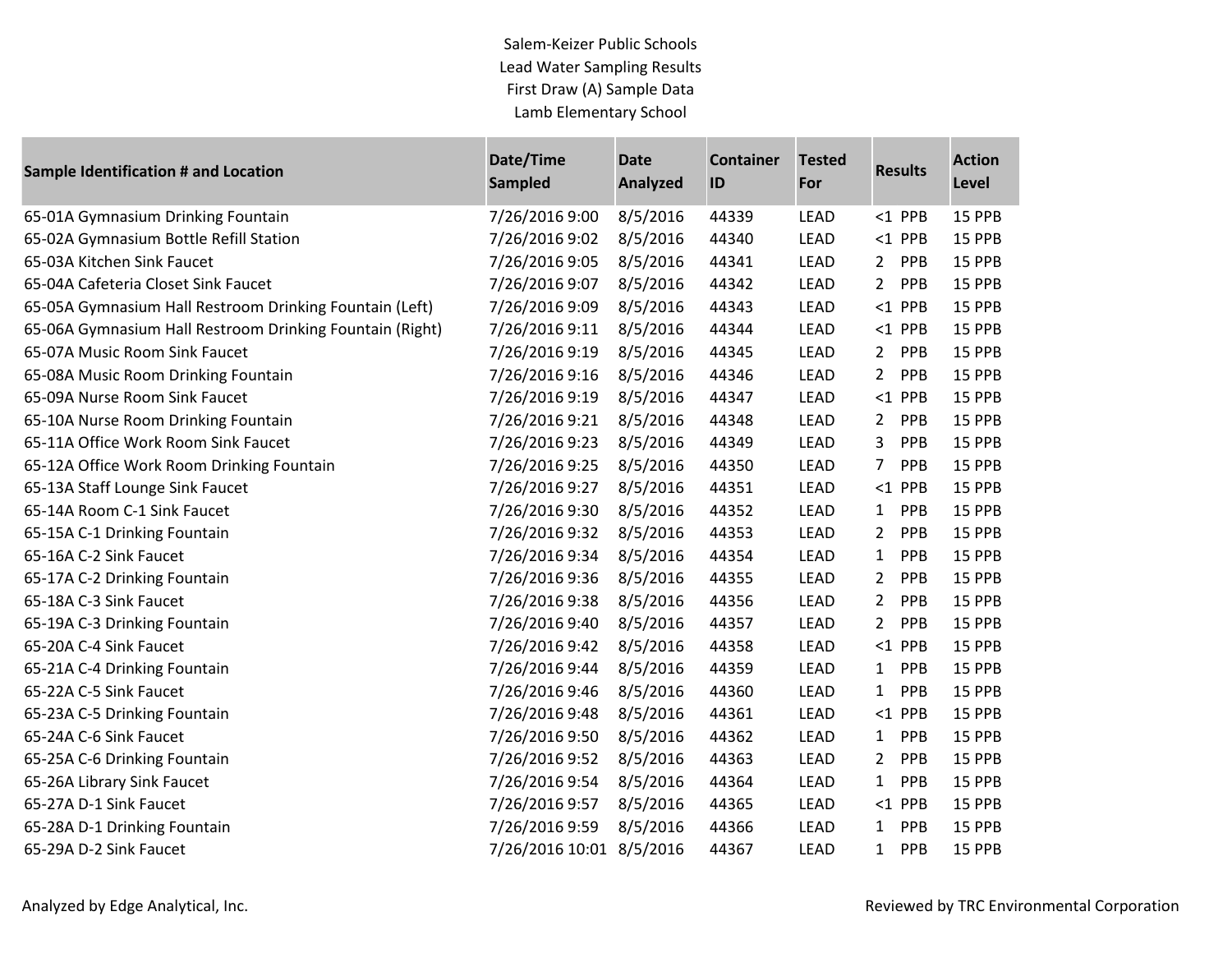Salem-Keizer Public Schools

Lead Water Sampling Results

First Draw (A) Sample Data

Lamb Elementary School

| Sample Identification # and Location | Date/Time Sampled | Date Analyzed | Container ID | Tested For | Results | Action Level |
|---|---|---|---|---|---|---|
| 65-01A Gymnasium Drinking Fountain | 7/26/2016 9:00 | 8/5/2016 | 44339 | LEAD | <1 PPB | 15 PPB |
| 65-02A Gymnasium Bottle Refill Station | 7/26/2016 9:02 | 8/5/2016 | 44340 | LEAD | <1 PPB | 15 PPB |
| 65-03A Kitchen Sink Faucet | 7/26/2016 9:05 | 8/5/2016 | 44341 | LEAD | 2 PPB | 15 PPB |
| 65-04A Cafeteria Closet Sink Faucet | 7/26/2016 9:07 | 8/5/2016 | 44342 | LEAD | 2 PPB | 15 PPB |
| 65-05A Gymnasium Hall Restroom Drinking Fountain (Left) | 7/26/2016 9:09 | 8/5/2016 | 44343 | LEAD | <1 PPB | 15 PPB |
| 65-06A Gymnasium Hall Restroom Drinking Fountain (Right) | 7/26/2016 9:11 | 8/5/2016 | 44344 | LEAD | <1 PPB | 15 PPB |
| 65-07A Music Room Sink Faucet | 7/26/2016 9:19 | 8/5/2016 | 44345 | LEAD | 2 PPB | 15 PPB |
| 65-08A Music Room Drinking Fountain | 7/26/2016 9:16 | 8/5/2016 | 44346 | LEAD | 2 PPB | 15 PPB |
| 65-09A Nurse Room Sink Faucet | 7/26/2016 9:19 | 8/5/2016 | 44347 | LEAD | <1 PPB | 15 PPB |
| 65-10A Nurse Room Drinking Fountain | 7/26/2016 9:21 | 8/5/2016 | 44348 | LEAD | 2 PPB | 15 PPB |
| 65-11A Office Work Room Sink Faucet | 7/26/2016 9:23 | 8/5/2016 | 44349 | LEAD | 3 PPB | 15 PPB |
| 65-12A Office Work Room Drinking Fountain | 7/26/2016 9:25 | 8/5/2016 | 44350 | LEAD | 7 PPB | 15 PPB |
| 65-13A Staff Lounge Sink Faucet | 7/26/2016 9:27 | 8/5/2016 | 44351 | LEAD | <1 PPB | 15 PPB |
| 65-14A Room C-1 Sink Faucet | 7/26/2016 9:30 | 8/5/2016 | 44352 | LEAD | 1 PPB | 15 PPB |
| 65-15A C-1 Drinking Fountain | 7/26/2016 9:32 | 8/5/2016 | 44353 | LEAD | 2 PPB | 15 PPB |
| 65-16A C-2 Sink Faucet | 7/26/2016 9:34 | 8/5/2016 | 44354 | LEAD | 1 PPB | 15 PPB |
| 65-17A C-2 Drinking Fountain | 7/26/2016 9:36 | 8/5/2016 | 44355 | LEAD | 2 PPB | 15 PPB |
| 65-18A C-3 Sink Faucet | 7/26/2016 9:38 | 8/5/2016 | 44356 | LEAD | 2 PPB | 15 PPB |
| 65-19A C-3 Drinking Fountain | 7/26/2016 9:40 | 8/5/2016 | 44357 | LEAD | 2 PPB | 15 PPB |
| 65-20A C-4 Sink Faucet | 7/26/2016 9:42 | 8/5/2016 | 44358 | LEAD | <1 PPB | 15 PPB |
| 65-21A C-4 Drinking Fountain | 7/26/2016 9:44 | 8/5/2016 | 44359 | LEAD | 1 PPB | 15 PPB |
| 65-22A C-5 Sink Faucet | 7/26/2016 9:46 | 8/5/2016 | 44360 | LEAD | 1 PPB | 15 PPB |
| 65-23A C-5 Drinking Fountain | 7/26/2016 9:48 | 8/5/2016 | 44361 | LEAD | <1 PPB | 15 PPB |
| 65-24A C-6 Sink Faucet | 7/26/2016 9:50 | 8/5/2016 | 44362 | LEAD | 1 PPB | 15 PPB |
| 65-25A C-6 Drinking Fountain | 7/26/2016 9:52 | 8/5/2016 | 44363 | LEAD | 2 PPB | 15 PPB |
| 65-26A Library Sink Faucet | 7/26/2016 9:54 | 8/5/2016 | 44364 | LEAD | 1 PPB | 15 PPB |
| 65-27A D-1 Sink Faucet | 7/26/2016 9:57 | 8/5/2016 | 44365 | LEAD | <1 PPB | 15 PPB |
| 65-28A D-1 Drinking Fountain | 7/26/2016 9:59 | 8/5/2016 | 44366 | LEAD | 1 PPB | 15 PPB |
| 65-29A D-2 Sink Faucet | 7/26/2016 10:01 | 8/5/2016 | 44367 | LEAD | 1 PPB | 15 PPB |

Analyzed by Edge Analytical, Inc.

Reviewed by TRC Environmental Corporation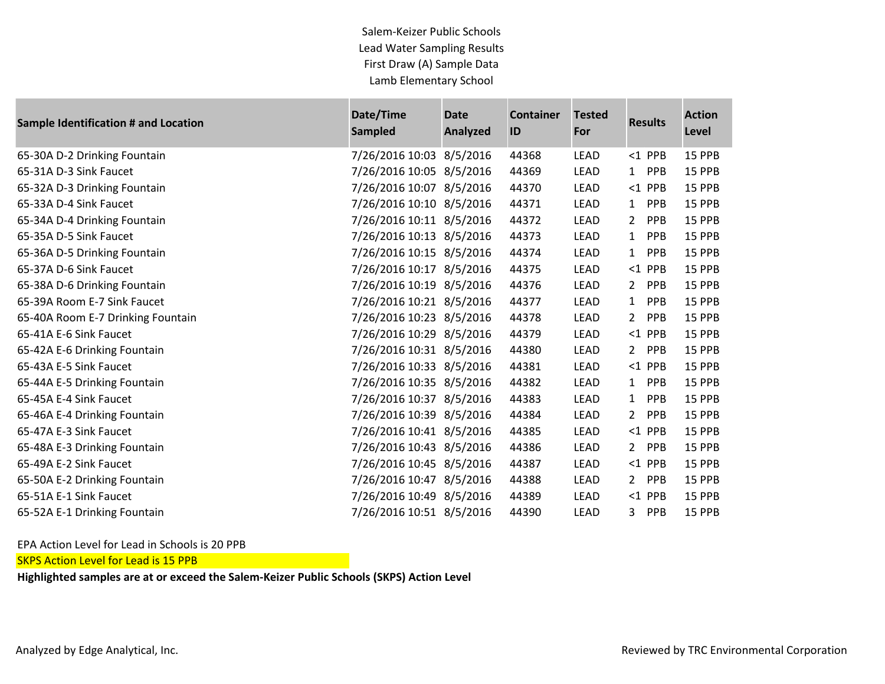Salem-Keizer Public Schools
Lead Water Sampling Results
First Draw (A) Sample Data
Lamb Elementary School

| Sample Identification # and Location | Date/Time Sampled | Date Analyzed | Container ID | Tested For | Results | Action Level |
|---|---|---|---|---|---|---|
| 65-30A D-2 Drinking Fountain | 7/26/2016 10:03 | 8/5/2016 | 44368 | LEAD | <1 PPB | 15 PPB |
| 65-31A D-3 Sink Faucet | 7/26/2016 10:05 | 8/5/2016 | 44369 | LEAD | 1 PPB | 15 PPB |
| 65-32A D-3 Drinking Fountain | 7/26/2016 10:07 | 8/5/2016 | 44370 | LEAD | <1 PPB | 15 PPB |
| 65-33A D-4 Sink Faucet | 7/26/2016 10:10 | 8/5/2016 | 44371 | LEAD | 1 PPB | 15 PPB |
| 65-34A D-4 Drinking Fountain | 7/26/2016 10:11 | 8/5/2016 | 44372 | LEAD | 2 PPB | 15 PPB |
| 65-35A D-5 Sink Faucet | 7/26/2016 10:13 | 8/5/2016 | 44373 | LEAD | 1 PPB | 15 PPB |
| 65-36A D-5 Drinking Fountain | 7/26/2016 10:15 | 8/5/2016 | 44374 | LEAD | 1 PPB | 15 PPB |
| 65-37A D-6 Sink Faucet | 7/26/2016 10:17 | 8/5/2016 | 44375 | LEAD | <1 PPB | 15 PPB |
| 65-38A D-6 Drinking Fountain | 7/26/2016 10:19 | 8/5/2016 | 44376 | LEAD | 2 PPB | 15 PPB |
| 65-39A Room E-7 Sink Faucet | 7/26/2016 10:21 | 8/5/2016 | 44377 | LEAD | 1 PPB | 15 PPB |
| 65-40A Room E-7 Drinking Fountain | 7/26/2016 10:23 | 8/5/2016 | 44378 | LEAD | 2 PPB | 15 PPB |
| 65-41A E-6 Sink Faucet | 7/26/2016 10:29 | 8/5/2016 | 44379 | LEAD | <1 PPB | 15 PPB |
| 65-42A E-6 Drinking Fountain | 7/26/2016 10:31 | 8/5/2016 | 44380 | LEAD | 2 PPB | 15 PPB |
| 65-43A E-5 Sink Faucet | 7/26/2016 10:33 | 8/5/2016 | 44381 | LEAD | <1 PPB | 15 PPB |
| 65-44A E-5 Drinking Fountain | 7/26/2016 10:35 | 8/5/2016 | 44382 | LEAD | 1 PPB | 15 PPB |
| 65-45A E-4 Sink Faucet | 7/26/2016 10:37 | 8/5/2016 | 44383 | LEAD | 1 PPB | 15 PPB |
| 65-46A E-4 Drinking Fountain | 7/26/2016 10:39 | 8/5/2016 | 44384 | LEAD | 2 PPB | 15 PPB |
| 65-47A E-3 Sink Faucet | 7/26/2016 10:41 | 8/5/2016 | 44385 | LEAD | <1 PPB | 15 PPB |
| 65-48A E-3 Drinking Fountain | 7/26/2016 10:43 | 8/5/2016 | 44386 | LEAD | 2 PPB | 15 PPB |
| 65-49A E-2 Sink Faucet | 7/26/2016 10:45 | 8/5/2016 | 44387 | LEAD | <1 PPB | 15 PPB |
| 65-50A E-2 Drinking Fountain | 7/26/2016 10:47 | 8/5/2016 | 44388 | LEAD | 2 PPB | 15 PPB |
| 65-51A E-1 Sink Faucet | 7/26/2016 10:49 | 8/5/2016 | 44389 | LEAD | <1 PPB | 15 PPB |
| 65-52A E-1 Drinking Fountain | 7/26/2016 10:51 | 8/5/2016 | 44390 | LEAD | 3 PPB | 15 PPB |

EPA Action Level for Lead in Schools is 20 PPB

SKPS Action Level for Lead is 15 PPB

**Highlighted samples are at or exceed the Salem-Keizer Public Schools (SKPS) Action Level**

Analyzed by Edge Analytical, Inc.

Reviewed by TRC Environmental Corporation